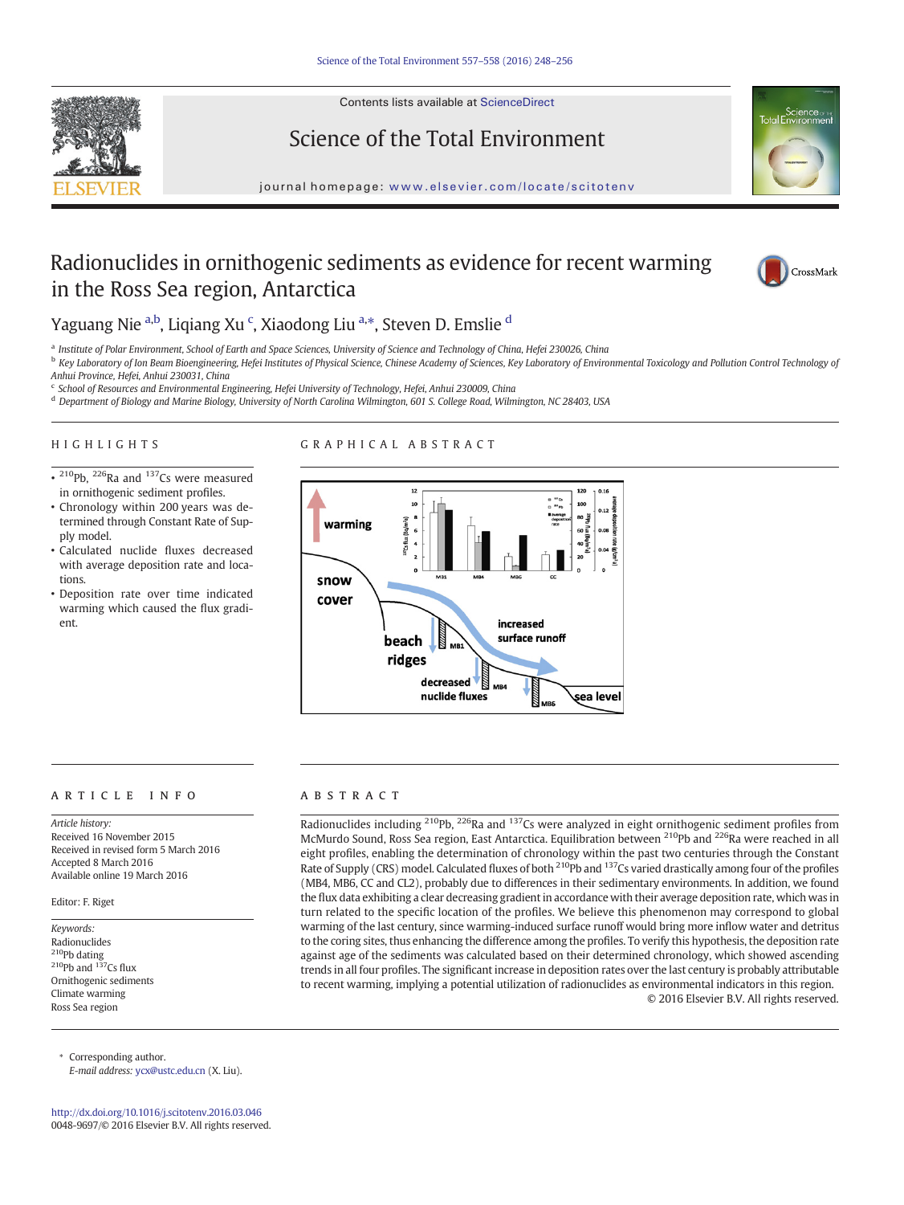Contents lists available at ScienceDirect

Science of the Total Environment

journal homepage: www.elsevier.com/locate/scitotenv

# Radionuclides in ornithogenic sediments as evidence for recent warming in the Ross Sea region, Antarctica

Yaguang Nie [a,b], Liqiang Xu [c], Xiaodong Liu [a,*], Steven D. Emslie [d]

[a] Institute of Polar Environment, School of Earth and Space Sciences, University of Science and Technology of China, Hefei 230026, China
[b] Key Laboratory of Ion Beam Bioengineering, Hefei Institutes of Physical Science, Chinese Academy of Sciences, Key Laboratory of Environmental Toxicology and Pollution Control Technology of Anhui Province, Hefei, Anhui 230031, China
[c] School of Resources and Environmental Engineering, Hefei University of Technology, Hefei, Anhui 230009, China
[d] Department of Biology and Marine Biology, University of North Carolina Wilmington, 601 S. College Road, Wilmington, NC 28403, USA

## HIGHLIGHTS

- $^{210}$Pb, $^{226}$Ra and $^{137}$Cs were measured in ornithogenic sediment profiles.
- Chronology within 200 years was determined through Constant Rate of Supply model.
- Calculated nuclide fluxes decreased with average deposition rate and locations.
- Deposition rate over time indicated warming which caused the flux gradient.

## GRAPHICAL ABSTRACT

## ARTICLE INFO

*Article history:*
Received 16 November 2015
Received in revised form 5 March 2016
Accepted 8 March 2016
Available online 19 March 2016

Editor: F. Riget

*Keywords:*
Radionuclides
$^{210}$Pb dating
$^{210}$Pb and $^{137}$Cs flux
Ornithogenic sediments
Climate warming
Ross Sea region

## ABSTRACT

Radionuclides including $^{210}$Pb, $^{226}$Ra and $^{137}$Cs were analyzed in eight ornithogenic sediment profiles from McMurdo Sound, Ross Sea region, East Antarctica. Equilibration between $^{210}$Pb and $^{226}$Ra were reached in all eight profiles, enabling the determination of chronology within the past two centuries through the Constant Rate of Supply (CRS) model. Calculated fluxes of both $^{210}$Pb and $^{137}$Cs varied drastically among four of the profiles (MB4, MB6, CC and CL2), probably due to differences in their sedimentary environments. In addition, we found the flux data exhibiting a clear decreasing gradient in accordance with their average deposition rate, which was in turn related to the specific location of the profiles. We believe this phenomenon may correspond to global warming of the last century, since warming-induced surface runoff would bring more inflow water and detritus to the coring sites, thus enhancing the difference among the profiles. To verify this hypothesis, the deposition rate against age of the sediments was calculated based on their determined chronology, which showed ascending trends in all four profiles. The significant increase in deposition rates over the last century is probably attributable to recent warming, implying a potential utilization of radionuclides as environmental indicators in this region.

© 2016 Elsevier B.V. All rights reserved.

\* Corresponding author.
*E-mail address:* ycx@ustc.edu.cn (X. Liu).

http://dx.doi.org/10.1016/j.scitotenv.2016.03.046
0048-9697/© 2016 Elsevier B.V. All rights reserved.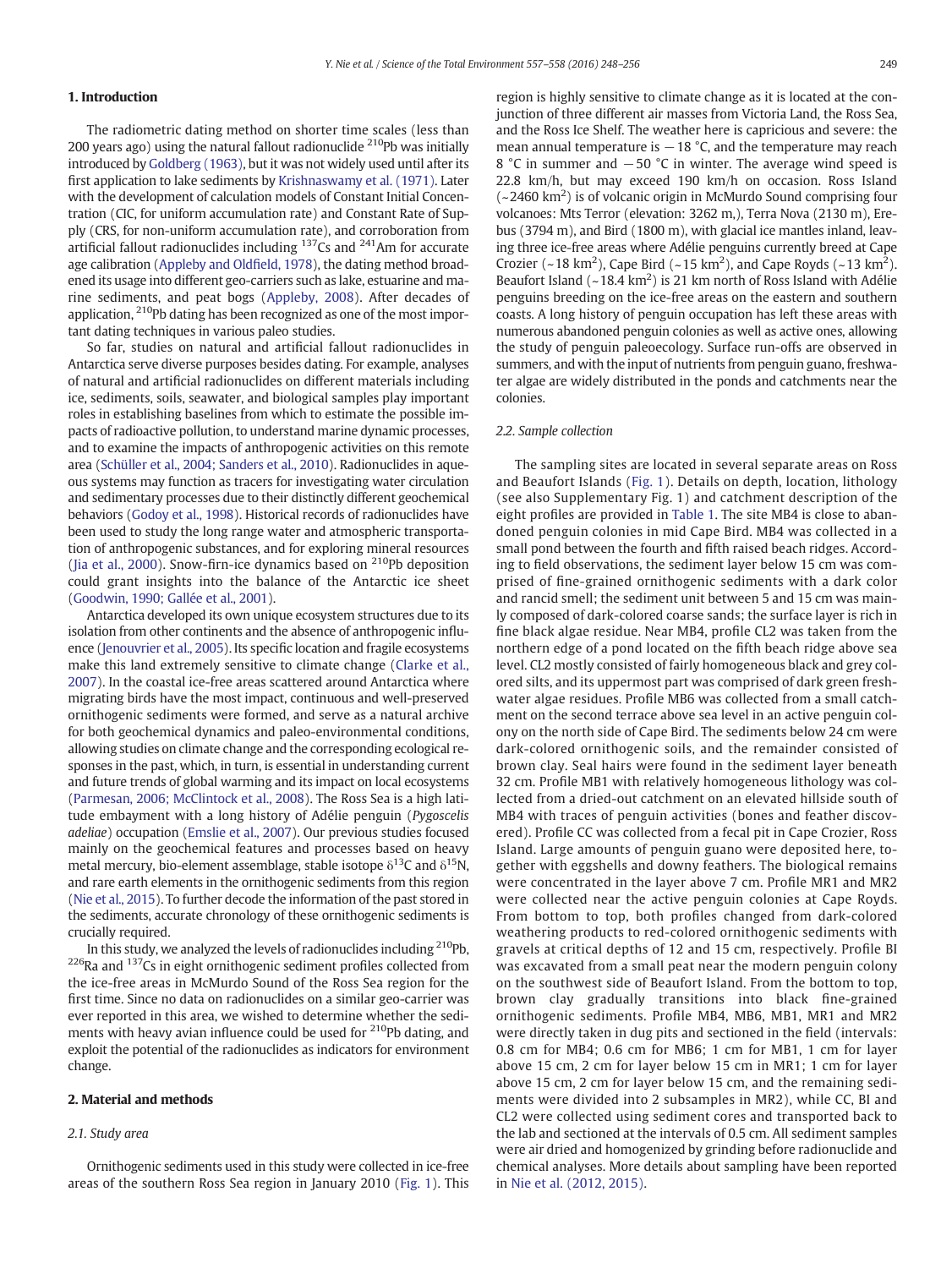## 1. Introduction

The radiometric dating method on shorter time scales (less than 200 years ago) using the natural fallout radionuclide $^{210}$Pb was initially introduced by Goldberg (1963), but it was not widely used until after its first application to lake sediments by Krishnaswamy et al. (1971). Later with the development of calculation models of Constant Initial Concentration (CIC, for uniform accumulation rate) and Constant Rate of Supply (CRS, for non-uniform accumulation rate), and corroboration from artificial fallout radionuclides including $^{137}$Cs and $^{241}$Am for accurate age calibration (Appleby and Oldfield, 1978), the dating method broadened its usage into different geo-carriers such as lake, estuarine and marine sediments, and peat bogs (Appleby, 2008). After decades of application, $^{210}$Pb dating has been recognized as one of the most important dating techniques in various paleo studies.

So far, studies on natural and artificial fallout radionuclides in Antarctica serve diverse purposes besides dating. For example, analyses of natural and artificial radionuclides on different materials including ice, sediments, soils, seawater, and biological samples play important roles in establishing baselines from which to estimate the possible impacts of radioactive pollution, to understand marine dynamic processes, and to examine the impacts of anthropogenic activities on this remote area (Schüller et al., 2004; Sanders et al., 2010). Radionuclides in aqueous systems may function as tracers for investigating water circulation and sedimentary processes due to their distinctly different geochemical behaviors (Godoy et al., 1998). Historical records of radionuclides have been used to study the long range water and atmospheric transportation of anthropogenic substances, and for exploring mineral resources (Jia et al., 2000). Snow-firn-ice dynamics based on $^{210}$Pb deposition could grant insights into the balance of the Antarctic ice sheet (Goodwin, 1990; Gallée et al., 2001).

Antarctica developed its own unique ecosystem structures due to its isolation from other continents and the absence of anthropogenic influence (Jenouvrier et al., 2005). Its specific location and fragile ecosystems make this land extremely sensitive to climate change (Clarke et al., 2007). In the coastal ice-free areas scattered around Antarctica where migrating birds have the most impact, continuous and well-preserved ornithogenic sediments were formed, and serve as a natural archive for both geochemical dynamics and paleo-environmental conditions, allowing studies on climate change and the corresponding ecological responses in the past, which, in turn, is essential in understanding current and future trends of global warming and its impact on local ecosystems (Parmesan, 2006; McClintock et al., 2008). The Ross Sea is a high latitude embayment with a long history of Adélie penguin (*Pygoscelis adeliae*) occupation (Emslie et al., 2007). Our previous studies focused mainly on the geochemical features and processes based on heavy metal mercury, bio-element assemblage, stable isotope $\delta^{13}$C and $\delta^{15}$N, and rare earth elements in the ornithogenic sediments from this region (Nie et al., 2015). To further decode the information of the past stored in the sediments, accurate chronology of these ornithogenic sediments is crucially required.

In this study, we analyzed the levels of radionuclides including $^{210}$Pb, $^{226}$Ra and $^{137}$Cs in eight ornithogenic sediment profiles collected from the ice-free areas in McMurdo Sound of the Ross Sea region for the first time. Since no data on radionuclides on a similar geo-carrier was ever reported in this area, we wished to determine whether the sediments with heavy avian influence could be used for $^{210}$Pb dating, and exploit the potential of the radionuclides as indicators for environment change.

## 2. Material and methods

### 2.1. Study area

Ornithogenic sediments used in this study were collected in ice-free areas of the southern Ross Sea region in January 2010 (Fig. 1). This region is highly sensitive to climate change as it is located at the conjunction of three different air masses from Victoria Land, the Ross Sea, and the Ross Ice Shelf. The weather here is capricious and severe: the mean annual temperature is −18 °C, and the temperature may reach 8 °C in summer and −50 °C in winter. The average wind speed is 22.8 km/h, but may exceed 190 km/h on occasion. Ross Island (~2460 km$^2$) is of volcanic origin in McMurdo Sound comprising four volcanoes: Mts Terror (elevation: 3262 m,), Terra Nova (2130 m), Erebus (3794 m), and Bird (1800 m), with glacial ice mantles inland, leaving three ice-free areas where Adélie penguins currently breed at Cape Crozier (~18 km$^2$), Cape Bird (~15 km$^2$), and Cape Royds (~13 km$^2$). Beaufort Island (~18.4 km$^2$) is 21 km north of Ross Island with Adélie penguins breeding on the ice-free areas on the eastern and southern coasts. A long history of penguin occupation has left these areas with numerous abandoned penguin colonies as well as active ones, allowing the study of penguin paleoecology. Surface run-offs are observed in summers, and with the input of nutrients from penguin guano, freshwater algae are widely distributed in the ponds and catchments near the colonies.

### 2.2. Sample collection

The sampling sites are located in several separate areas on Ross and Beaufort Islands (Fig. 1). Details on depth, location, lithology (see also Supplementary Fig. 1) and catchment description of the eight profiles are provided in Table 1. The site MB4 is close to abandoned penguin colonies in mid Cape Bird. MB4 was collected in a small pond between the fourth and fifth raised beach ridges. According to field observations, the sediment layer below 15 cm was comprised of fine-grained ornithogenic sediments with a dark color and rancid smell; the sediment unit between 5 and 15 cm was mainly composed of dark-colored coarse sands; the surface layer is rich in fine black algae residue. Near MB4, profile CL2 was taken from the northern edge of a pond located on the fifth beach ridge above sea level. CL2 mostly consisted of fairly homogeneous black and grey colored silts, and its uppermost part was comprised of dark green freshwater algae residues. Profile MB6 was collected from a small catchment on the second terrace above sea level in an active penguin colony on the north side of Cape Bird. The sediments below 24 cm were dark-colored ornithogenic soils, and the remainder consisted of brown clay. Seal hairs were found in the sediment layer beneath 32 cm. Profile MB1 with relatively homogeneous lithology was collected from a dried-out catchment on an elevated hillside south of MB4 with traces of penguin activities (bones and feather discovered). Profile CC was collected from a fecal pit in Cape Crozier, Ross Island. Large amounts of penguin guano were deposited here, together with eggshells and downy feathers. The biological remains were concentrated in the layer above 7 cm. Profile MR1 and MR2 were collected near the active penguin colonies at Cape Royds. From bottom to top, both profiles changed from dark-colored weathering products to red-colored ornithogenic sediments with gravels at critical depths of 12 and 15 cm, respectively. Profile BI was excavated from a small peat near the modern penguin colony on the southwest side of Beaufort Island. From the bottom to top, brown clay gradually transitions into black fine-grained ornithogenic sediments. Profile MB4, MB6, MB1, MR1 and MR2 were directly taken in dug pits and sectioned in the field (intervals: 0.8 cm for MB4; 0.6 cm for MB6; 1 cm for MB1, 1 cm for layer above 15 cm, 2 cm for layer below 15 cm in MR1; 1 cm for layer above 15 cm, 2 cm for layer below 15 cm, and the remaining sediments were divided into 2 subsamples in MR2), while CC, BI and CL2 were collected using sediment cores and transported back to the lab and sectioned at the intervals of 0.5 cm. All sediment samples were air dried and homogenized by grinding before radionuclide and chemical analyses. More details about sampling have been reported in Nie et al. (2012, 2015).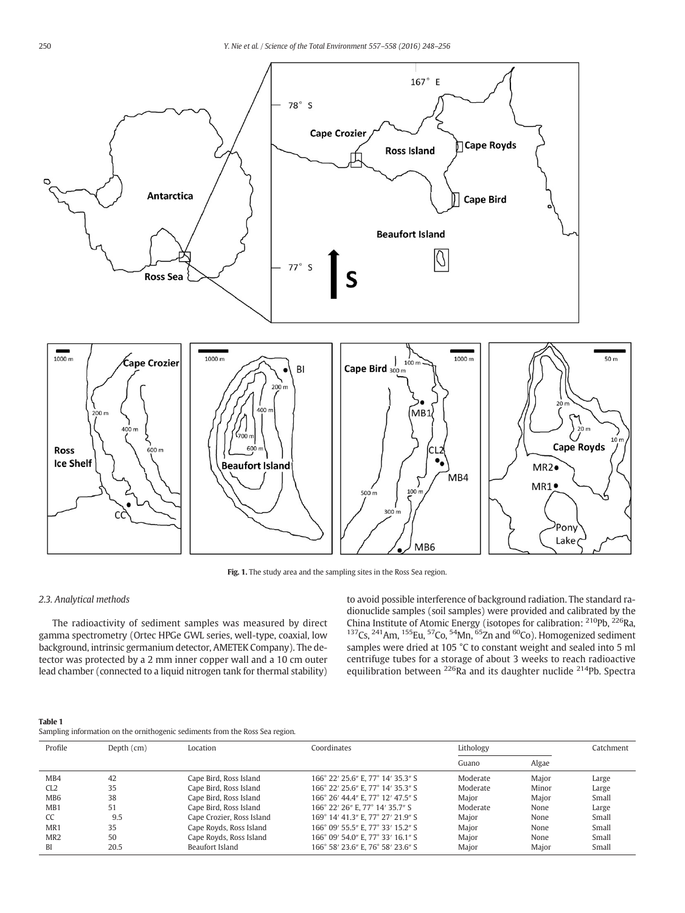Fig. 1. The study area and the sampling sites in the Ross Sea region.

### 2.3. Analytical methods

The radioactivity of sediment samples was measured by direct gamma spectrometry (Ortec HPGe GWL series, well-type, coaxial, low background, intrinsic germanium detector, AMETEK Company). The detector was protected by a 2 mm inner copper wall and a 10 cm outer lead chamber (connected to a liquid nitrogen tank for thermal stability) to avoid possible interference of background radiation. The standard radionuclide samples (soil samples) were provided and calibrated by the China Institute of Atomic Energy (isotopes for calibration: $^{210}$Pb, $^{226}$Ra, $^{137}$Cs, $^{241}$Am, $^{155}$Eu, $^{57}$Co, $^{54}$Mn, $^{65}$Zn and $^{60}$Co). Homogenized sediment samples were dried at 105 °C to constant weight and sealed into 5 ml centrifuge tubes for a storage of about 3 weeks to reach radioactive equilibration between $^{226}$Ra and its daughter nuclide $^{214}$Pb. Spectra

**Table 1**
Sampling information on the ornithogenic sediments from the Ross Sea region.

| Profile | Depth (cm) | Location | Coordinates | Lithology | | Catchment |
|---|---|---|---|---|---|---|
| | | | | Guano | Algae | |
| MB4 | 42 | Cape Bird, Ross Island | 166° 22′ 25.6″ E, 77° 14′ 35.3″ S | Moderate | Major | Large |
| CL2 | 35 | Cape Bird, Ross Island | 166° 22′ 25.6″ E, 77° 14′ 35.3″ S | Moderate | Minor | Large |
| MB6 | 38 | Cape Bird, Ross Island | 166° 26′ 44.4″ E, 77° 12′ 47.5″ S | Major | Major | Small |
| MB1 | 51 | Cape Bird, Ross Island | 166° 22′ 26″ E, 77° 14′ 35.7″ S | Moderate | None | Large |
| CC | 9.5 | Cape Crozier, Ross Island | 169° 14′ 41.3″ E, 77° 27′ 21.9″ S | Major | None | Small |
| MR1 | 35 | Cape Royds, Ross Island | 166° 09′ 55.5″ E, 77° 33′ 15.2″ S | Major | None | Small |
| MR2 | 50 | Cape Royds, Ross Island | 166° 09′ 54.0″ E, 77° 33′ 16.1″ S | Major | None | Small |
| BI | 20.5 | Beaufort Island | 166° 58′ 23.6″ E, 76° 58′ 23.6″ S | Major | Major | Small |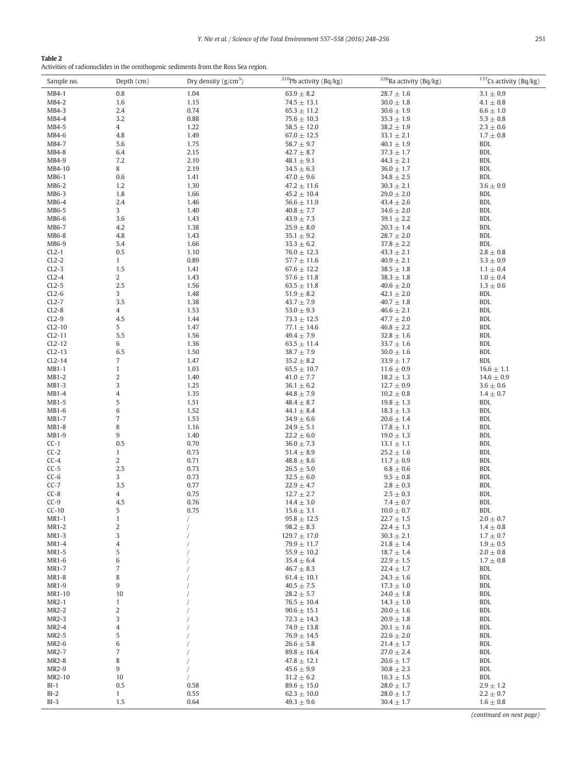**Table 2**
Activities of radionuclides in the ornithogenic sediments from the Ross Sea region.

| Sample no. | Depth (cm) | Dry density (g/cm$^3$) | $^{210}$Pb activity (Bq/kg) | $^{226}$Ra activity (Bq/kg) | $^{137}$Cs activity (Bq/kg) |
|---|---|---|---|---|---|
| MB4-1 | 0.8 | 1.04 | 63.9 ± 8.2 | 28.7 ± 1.6 | 3.1 ± 0.9 |
| MB4-2 | 1.6 | 1.15 | 74.5 ± 13.1 | 30.0 ± 1.8 | 4.1 ± 0.8 |
| MB4-3 | 2.4 | 0.74 | 65.3 ± 11.2 | 30.6 ± 1.9 | 6.6 ± 1.0 |
| MB4-4 | 3.2 | 0.88 | 75.6 ± 10.3 | 35.3 ± 1.9 | 5.3 ± 0.8 |
| MB4-5 | 4 | 1.22 | 58.5 ± 12.0 | 38.2 ± 1.9 | 2.3 ± 0.6 |
| MB4-6 | 4.8 | 1.49 | 67.0 ± 12.5 | 33.1 ± 2.1 | 1.7 ± 0.8 |
| MB4-7 | 5.6 | 1.75 | 58.7 ± 9.7 | 40.1 ± 1.9 | BDL |
| MB4-8 | 6.4 | 2.15 | 42.7 ± 8.7 | 37.3 ± 1.7 | BDL |
| MB4-9 | 7.2 | 2.10 | 48.1 ± 9.1 | 44.3 ± 2.1 | BDL |
| MB4-10 | 8 | 2.19 | 34.5 ± 6.3 | 36.0 ± 1.7 | BDL |
| MB6-1 | 0.6 | 1.41 | 47.0 ± 9.6 | 34.8 ± 2.5 | BDL |
| MB6-2 | 1.2 | 1.30 | 47.2 ± 11.6 | 30.3 ± 2.1 | 3.6 ± 0.9 |
| MB6-3 | 1.8 | 1.66 | 45.2 ± 10.4 | 29.0 ± 2.0 | BDL |
| MB6-4 | 2.4 | 1.46 | 56.6 ± 11.9 | 43.4 ± 2.6 | BDL |
| MB6-5 | 3 | 1.40 | 40.8 ± 7.7 | 34.6 ± 2.0 | BDL |
| MB6-6 | 3.6 | 1.43 | 43.9 ± 7.3 | 39.1 ± 2.2 | BDL |
| MB6-7 | 4.2 | 1.38 | 25.9 ± 8.0 | 20.3 ± 1.4 | BDL |
| MB6-8 | 4.8 | 1.43 | 35.1 ± 9.2 | 28.7 ± 2.0 | BDL |
| MB6-9 | 5.4 | 1.66 | 33.3 ± 6.2 | 37.8 ± 2.2 | BDL |
| CL2-1 | 0.5 | 1.10 | 76.0 ± 12.3 | 43.3 ± 2.1 | 2.8 ± 0.8 |
| CL2-2 | 1 | 0.89 | 57.7 ± 11.6 | 40.9 ± 2.1 | 3.3 ± 0.9 |
| CL2-3 | 1.5 | 1.41 | 67.6 ± 12.2 | 38.5 ± 1.8 | 1.1 ± 0.4 |
| CL2-4 | 2 | 1.43 | 57.6 ± 11.8 | 38.3 ± 1.8 | 1.0 ± 0.4 |
| CL2-5 | 2.5 | 1.56 | 63.5 ± 11.8 | 40.6 ± 2.0 | 1.3 ± 0.6 |
| CL2-6 | 3 | 1.48 | 51.9 ± 8.2 | 42.1 ± 2.0 | BDL |
| CL2-7 | 3.5 | 1.38 | 43.7 ± 7.9 | 40.7 ± 1.8 | BDL |
| CL2-8 | 4 | 1.53 | 53.0 ± 9.3 | 46.6 ± 2.1 | BDL |
| CL2-9 | 4.5 | 1.44 | 73.3 ± 12.5 | 47.7 ± 2.0 | BDL |
| CL2-10 | 5 | 1.47 | 77.1 ± 14.6 | 46.8 ± 2.2 | BDL |
| CL2-11 | 5.5 | 1.56 | 49.4 ± 7.9 | 32.8 ± 1.6 | BDL |
| CL2-12 | 6 | 1.36 | 63.5 ± 11.4 | 33.7 ± 1.6 | BDL |
| CL2-13 | 6.5 | 1.50 | 38.7 ± 7.9 | 30.0 ± 1.6 | BDL |
| CL2-14 | 7 | 1.47 | 35.2 ± 8.2 | 33.9 ± 1.7 | BDL |
| MB1-1 | 1 | 1.03 | 65.5 ± 10.7 | 11.6 ± 0.9 | 16.6 ± 1.1 |
| MB1-2 | 2 | 1.40 | 41.0 ± 7.7 | 18.2 ± 1.3 | 14.6 ± 0.9 |
| MB1-3 | 3 | 1.25 | 36.1 ± 6.2 | 12.7 ± 0.9 | 3.6 ± 0.6 |
| MB1-4 | 4 | 1.35 | 44.8 ± 7.9 | 10.2 ± 0.8 | 1.4 ± 0.7 |
| MB1-5 | 5 | 1.51 | 48.4 ± 8.7 | 19.8 ± 1.3 | BDL |
| MB1-6 | 6 | 1.52 | 44.1 ± 8.4 | 18.3 ± 1.3 | BDL |
| MB1-7 | 7 | 1.53 | 34.9 ± 6.6 | 20.6 ± 1.4 | BDL |
| MB1-8 | 8 | 1.16 | 24.9 ± 5.1 | 17.8 ± 1.1 | BDL |
| MB1-9 | 9 | 1.40 | 22.2 ± 6.0 | 19.0 ± 1.3 | BDL |
| CC-1 | 0.5 | 0.70 | 36.0 ± 7.3 | 13.1 ± 1.1 | BDL |
| CC-2 | 1 | 0.73 | 51.4 ± 8.9 | 25.2 ± 1.6 | BDL |
| CC-4 | 2 | 0.71 | 48.8 ± 8.6 | 11.7 ± 0.9 | BDL |
| CC-5 | 2.5 | 0.73 | 26.5 ± 5.0 | 6.8 ± 0.6 | BDL |
| CC-6 | 3 | 0.73 | 32.5 ± 6.0 | 9.5 ± 0.8 | BDL |
| CC-7 | 3.5 | 0.77 | 22.9 ± 4.7 | 2.8 ± 0.3 | BDL |
| CC-8 | 4 | 0.75 | 12.7 ± 2.7 | 2.5 ± 0.3 | BDL |
| CC-9 | 4.5 | 0.76 | 14.4 ± 3.0 | 7.4 ± 0.7 | BDL |
| CC-10 | 5 | 0.75 | 15.6 ± 3.1 | 10.0 ± 0.7 | BDL |
| MR1-1 | 1 | / | 95.8 ± 12.5 | 22.7 ± 1.5 | 2.0 ± 0.7 |
| MR1-2 | 2 | / | 98.2 ± 8.3 | 22.4 ± 1.3 | 1.4 ± 0.8 |
| MR1-3 | 3 | / | 129.7 ± 17.0 | 30.3 ± 2.1 | 1.7 ± 0.7 |
| MR1-4 | 4 | / | 79.9 ± 11.7 | 21.8 ± 1.4 | 1.9 ± 0.5 |
| MR1-5 | 5 | / | 55.9 ± 10.2 | 18.7 ± 1.4 | 2.0 ± 0.8 |
| MR1-6 | 6 | / | 35.4 ± 6.4 | 22.9 ± 1.5 | 1.7 ± 0.8 |
| MR1-7 | 7 | / | 46.7 ± 8.3 | 22.4 ± 1.7 | BDL |
| MR1-8 | 8 | / | 61.4 ± 10.1 | 24.3 ± 1.6 | BDL |
| MR1-9 | 9 | / | 40.5 ± 7.5 | 17.3 ± 1.0 | BDL |
| MR1-10 | 10 | / | 28.2 ± 5.7 | 24.0 ± 1.8 | BDL |
| MR2-1 | 1 | / | 76.5 ± 10.4 | 14.3 ± 1.0 | BDL |
| MR2-2 | 2 | / | 90.6 ± 15.1 | 20.0 ± 1.6 | BDL |
| MR2-3 | 3 | / | 72.3 ± 14.3 | 20.9 ± 1.8 | BDL |
| MR2-4 | 4 | / | 74.9 ± 13.8 | 20.1 ± 1.6 | BDL |
| MR2-5 | 5 | / | 76.9 ± 14.5 | 22.6 ± 2.0 | BDL |
| MR2-6 | 6 | / | 26.6 ± 5.8 | 21.4 ± 1.7 | BDL |
| MR2-7 | 7 | / | 89.8 ± 16.4 | 27.0 ± 2.4 | BDL |
| MR2-8 | 8 | / | 47.8 ± 12.1 | 20.6 ± 1.7 | BDL |
| MR2-9 | 9 | / | 45.6 ± 9.9 | 30.8 ± 2.3 | BDL |
| MR2-10 | 10 | / | 31.2 ± 6.2 | 16.3 ± 1.5 | BDL |
| BI-1 | 0.5 | 0.58 | 89.6 ± 15.0 | 28.0 ± 1.7 | 2.9 ± 1.2 |
| BI-2 | 1 | 0.55 | 62.3 ± 10.0 | 28.0 ± 1.7 | 2.2 ± 0.7 |
| BI-3 | 1.5 | 0.64 | 49.3 ± 9.6 | 30.4 ± 1.7 | 1.6 ± 0.8 |

(continued on next page)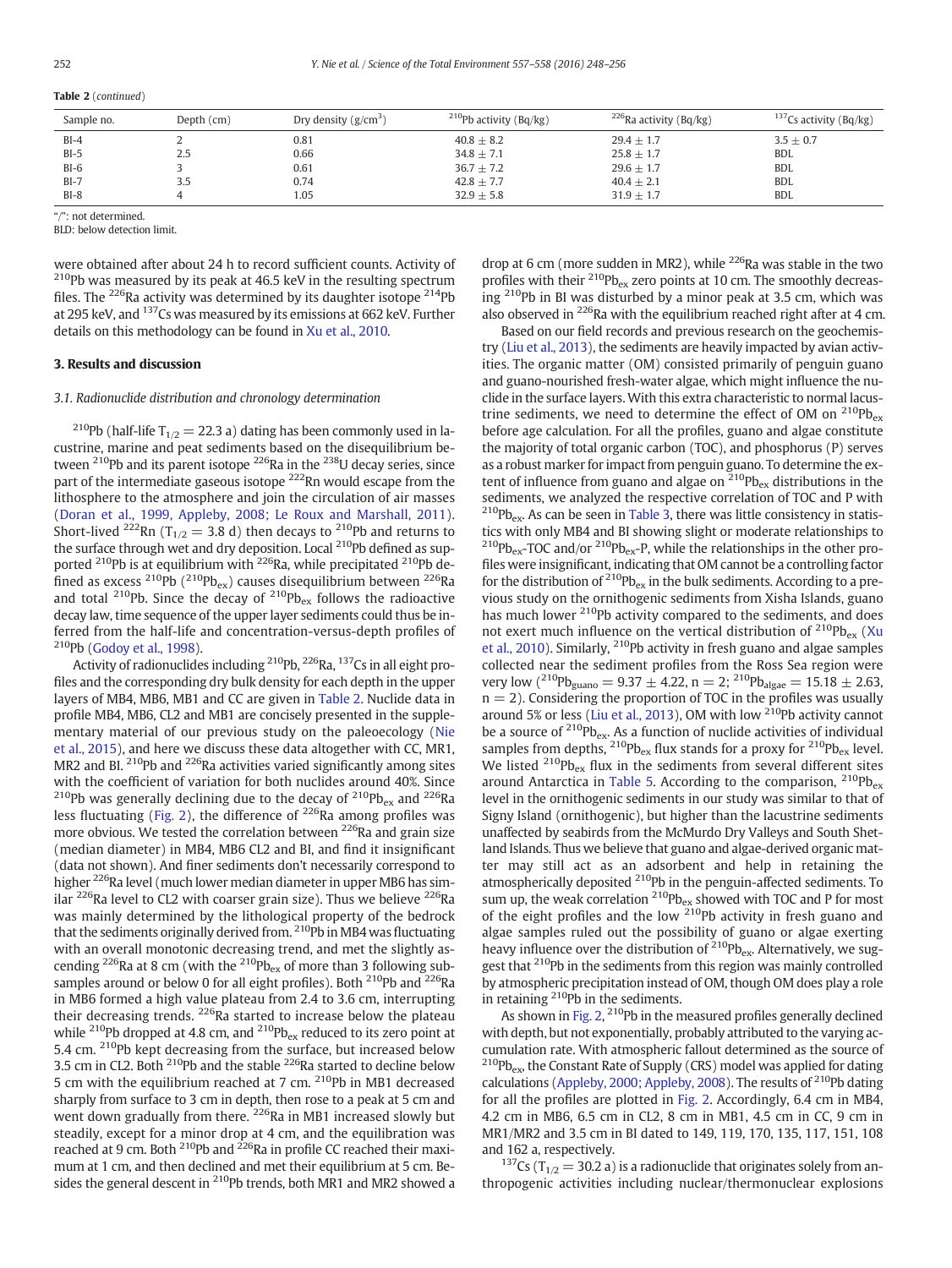**Table 2** (*continued*)

| Sample no. | Depth (cm) | Dry density (g/cm$^3$) | $^{210}$Pb activity (Bq/kg) | $^{226}$Ra activity (Bq/kg) | $^{137}$Cs activity (Bq/kg) |
|---|---|---|---|---|---|
| BI-4 | 2 | 0.81 | 40.8 ± 8.2 | 29.4 ± 1.7 | 3.5 ± 0.7 |
| BI-5 | 2.5 | 0.66 | 34.8 ± 7.1 | 25.8 ± 1.7 | BDL |
| BI-6 | 3 | 0.61 | 36.7 ± 7.2 | 29.6 ± 1.7 | BDL |
| BI-7 | 3.5 | 0.74 | 42.8 ± 7.7 | 40.4 ± 2.1 | BDL |
| BI-8 | 4 | 1.05 | 32.9 ± 5.8 | 31.9 ± 1.7 | BDL |

"/": not determined.

BLD: below detection limit.

were obtained after about 24 h to record sufficient counts. Activity of $^{210}$Pb was measured by its peak at 46.5 keV in the resulting spectrum files. The $^{226}$Ra activity was determined by its daughter isotope $^{214}$Pb at 295 keV, and $^{137}$Cs was measured by its emissions at 662 keV. Further details on this methodology can be found in Xu et al., 2010.

## 3. Results and discussion

### 3.1. Radionuclide distribution and chronology determination

$^{210}$Pb (half-life $T_{1/2} = 22.3$ a) dating has been commonly used in lacustrine, marine and peat sediments based on the disequilibrium between $^{210}$Pb and its parent isotope $^{226}$Ra in the $^{238}$U decay series, since part of the intermediate gaseous isotope $^{222}$Rn would escape from the lithosphere to the atmosphere and join the circulation of air masses (Doran et al., 1999, Appleby, 2008; Le Roux and Marshall, 2011). Short-lived $^{222}$Rn ($T_{1/2} = 3.8$ d) then decays to $^{210}$Pb and returns to the surface through wet and dry deposition. Local $^{210}$Pb defined as supported $^{210}$Pb is at equilibrium with $^{226}$Ra, while precipitated $^{210}$Pb defined as excess $^{210}$Pb ($^{210}$Pb$_{ex}$) causes disequilibrium between $^{226}$Ra and total $^{210}$Pb. Since the decay of $^{210}$Pb$_{ex}$ follows the radioactive decay law, time sequence of the upper layer sediments could thus be inferred from the half-life and concentration-versus-depth profiles of $^{210}$Pb (Godoy et al., 1998).

Activity of radionuclides including $^{210}$Pb, $^{226}$Ra, $^{137}$Cs in all eight profiles and the corresponding dry bulk density for each depth in the upper layers of MB4, MB6, MB1 and CC are given in Table 2. Nuclide data in profile MB4, MB6, CL2 and MB1 are concisely presented in the supplementary material of our previous study on the paleoecology (Nie et al., 2015), and here we discuss these data altogether with CC, MR1, MR2 and BI. $^{210}$Pb and $^{226}$Ra activities varied significantly among sites with the coefficient of variation for both nuclides around 40%. Since $^{210}$Pb was generally declining due to the decay of $^{210}$Pb$_{ex}$ and $^{226}$Ra less fluctuating (Fig. 2), the difference of $^{226}$Ra among profiles was more obvious. We tested the correlation between $^{226}$Ra and grain size (median diameter) in MB4, MB6 CL2 and BI, and find it insignificant (data not shown). And finer sediments don't necessarily correspond to higher $^{226}$Ra level (much lower median diameter in upper MB6 has similar $^{226}$Ra level to CL2 with coarser grain size). Thus we believe $^{226}$Ra was mainly determined by the lithological property of the bedrock that the sediments originally derived from. $^{210}$Pb in MB4 was fluctuating with an overall monotonic decreasing trend, and met the slightly ascending $^{226}$Ra at 8 cm (with the $^{210}$Pb$_{ex}$ of more than 3 following subsamples around or below 0 for all eight profiles). Both $^{210}$Pb and $^{226}$Ra in MB6 formed a high value plateau from 2.4 to 3.6 cm, interrupting their decreasing trends. $^{226}$Ra started to increase below the plateau while $^{210}$Pb dropped at 4.8 cm, and $^{210}$Pb$_{ex}$ reduced to its zero point at 5.4 cm. $^{210}$Pb kept decreasing from the surface, but increased below 3.5 cm in CL2. Both $^{210}$Pb and the stable $^{226}$Ra started to decline below 5 cm with the equilibrium reached at 7 cm. $^{210}$Pb in MB1 decreased sharply from surface to 3 cm in depth, then rose to a peak at 5 cm and went down gradually from there. $^{226}$Ra in MB1 increased slowly but steadily, except for a minor drop at 4 cm, and the equilibration was reached at 9 cm. Both $^{210}$Pb and $^{226}$Ra in profile CC reached their maximum at 1 cm, and then declined and met their equilibrium at 5 cm. Besides the general descent in $^{210}$Pb trends, both MR1 and MR2 showed a drop at 6 cm (more sudden in MR2), while $^{226}$Ra was stable in the two profiles with their $^{210}$Pb$_{ex}$ zero points at 10 cm. The smoothly decreasing $^{210}$Pb in BI was disturbed by a minor peak at 3.5 cm, which was also observed in $^{226}$Ra with the equilibrium reached right after at 4 cm.

Based on our field records and previous research on the geochemistry (Liu et al., 2013), the sediments are heavily impacted by avian activities. The organic matter (OM) consisted primarily of penguin guano and guano-nourished fresh-water algae, which might influence the nuclide in the surface layers. With this extra characteristic to normal lacustrine sediments, we need to determine the effect of OM on $^{210}$Pb$_{ex}$ before age calculation. For all the profiles, guano and algae constitute the majority of total organic carbon (TOC), and phosphorus (P) serves as a robust marker for impact from penguin guano. To determine the extent of influence from guano and algae on $^{210}$Pb$_{ex}$ distributions in the sediments, we analyzed the respective correlation of TOC and P with $^{210}$Pb$_{ex}$. As can be seen in Table 3, there was little consistency in statistics with only MB4 and BI showing slight or moderate relationships to $^{210}$Pb$_{ex}$-TOC and/or $^{210}$Pb$_{ex}$-P, while the relationships in the other profiles were insignificant, indicating that OM cannot be a controlling factor for the distribution of $^{210}$Pb$_{ex}$ in the bulk sediments. According to a previous study on the ornithogenic sediments from Xisha Islands, guano has much lower $^{210}$Pb activity compared to the sediments, and does not exert much influence on the vertical distribution of $^{210}$Pb$_{ex}$ (Xu et al., 2010). Similarly, $^{210}$Pb activity in fresh guano and algae samples collected near the sediment profiles from the Ross Sea region were very low ($^{210}$Pb$_{guano} = 9.37 \pm 4.22$, $n = 2$; $^{210}$Pb$_{algae} = 15.18 \pm 2.63$, $n = 2$). Considering the proportion of TOC in the profiles was usually around 5% or less (Liu et al., 2013), OM with low $^{210}$Pb activity cannot be a source of $^{210}$Pb$_{ex}$. As a function of nuclide activities of individual samples from depths, $^{210}$Pb$_{ex}$ flux stands for a proxy for $^{210}$Pb$_{ex}$ level. We listed $^{210}$Pb$_{ex}$ flux in the sediments from several different sites around Antarctica in Table 5. According to the comparison, $^{210}$Pb$_{ex}$ level in the ornithogenic sediments in our study was similar to that of Signy Island (ornithogenic), but higher than the lacustrine sediments unaffected by seabirds from the McMurdo Dry Valleys and South Shetland Islands. Thus we believe that guano and algae-derived organic matter may still act as an adsorbent and help in retaining the atmospherically deposited $^{210}$Pb in the penguin-affected sediments. To sum up, the weak correlation $^{210}$Pb$_{ex}$ showed with TOC and P for most of the eight profiles and the low $^{210}$Pb activity in fresh guano and algae samples ruled out the possibility of guano or algae exerting heavy influence over the distribution of $^{210}$Pb$_{ex}$. Alternatively, we suggest that $^{210}$Pb in the sediments from this region was mainly controlled by atmospheric precipitation instead of OM, though OM does play a role in retaining $^{210}$Pb in the sediments.

As shown in Fig. 2, $^{210}$Pb in the measured profiles generally declined with depth, but not exponentially, probably attributed to the varying accumulation rate. With atmospheric fallout determined as the source of $^{210}$Pb$_{ex}$, the Constant Rate of Supply (CRS) model was applied for dating calculations (Appleby, 2000; Appleby, 2008). The results of $^{210}$Pb dating for all the profiles are plotted in Fig. 2. Accordingly, 6.4 cm in MB4, 4.2 cm in MB6, 6.5 cm in CL2, 8 cm in MB1, 4.5 cm in CC, 9 cm in MR1/MR2 and 3.5 cm in BI dated to 149, 119, 170, 135, 117, 151, 108 and 162 a, respectively.

$^{137}$Cs ($T_{1/2} = 30.2$ a) is a radionuclide that originates solely from anthropogenic activities including nuclear/thermonuclear explosions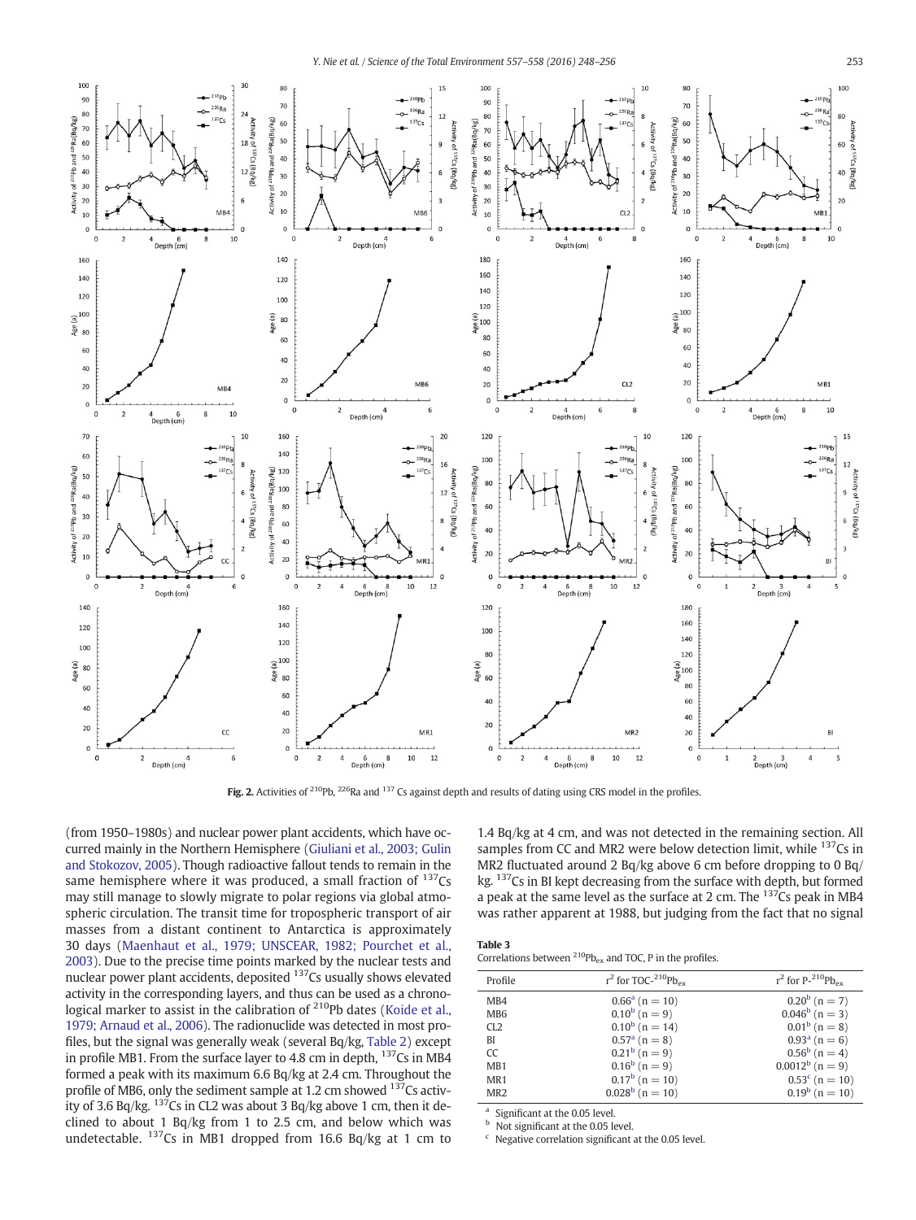Fig. 2. Activities of $^{210}$Pb, $^{226}$Ra and $^{137}$Cs against depth and results of dating using CRS model in the profiles.

(from 1950–1980s) and nuclear power plant accidents, which have occurred mainly in the Northern Hemisphere (Giuliani et al., 2003; Gulin and Stokozov, 2005). Though radioactive fallout tends to remain in the same hemisphere where it was produced, a small fraction of $^{137}$Cs may still manage to slowly migrate to polar regions via global atmospheric circulation. The transit time for tropospheric transport of air masses from a distant continent to Antarctica is approximately 30 days (Maenhaut et al., 1979; UNSCEAR, 1982; Pourchet et al., 2003). Due to the precise time points marked by the nuclear tests and nuclear power plant accidents, deposited $^{137}$Cs usually shows elevated activity in the corresponding layers, and thus can be used as a chronological marker to assist in the calibration of $^{210}$Pb dates (Koide et al., 1979; Arnaud et al., 2006). The radionuclide was detected in most profiles, but the signal was generally weak (several Bq/kg, Table 2) except in profile MB1. From the surface layer to 4.8 cm in depth, $^{137}$Cs in MB4 formed a peak with its maximum 6.6 Bq/kg at 2.4 cm. Throughout the profile of MB6, only the sediment sample at 1.2 cm showed $^{137}$Cs activity of 3.6 Bq/kg. $^{137}$Cs in CL2 was about 3 Bq/kg above 1 cm, then it declined to about 1 Bq/kg from 1 to 2.5 cm, and below which was undetectable. $^{137}$Cs in MB1 dropped from 16.6 Bq/kg at 1 cm to 1.4 Bq/kg at 4 cm, and was not detected in the remaining section. All samples from CC and MR2 were below detection limit, while $^{137}$Cs in MR2 fluctuated around 2 Bq/kg above 6 cm before dropping to 0 Bq/kg. $^{137}$Cs in BI kept decreasing from the surface with depth, but formed a peak at the same level as the surface at 2 cm. The $^{137}$Cs peak in MB4 was rather apparent at 1988, but judging from the fact that no signal

**Table 3**
Correlations between $^{210}$Pb$_{ex}$ and TOC, P in the profiles.

| Profile | $r^2$ for TOC-$^{210}$Pb$_{ex}$ | $r^2$ for P-$^{210}$Pb$_{ex}$ |
|---|---|---|
| MB4 | 0.66[a] (n = 10) | 0.20[b] (n = 7) |
| MB6 | 0.10[b] (n = 9) | 0.046[b] (n = 3) |
| CL2 | 0.10[b] (n = 14) | 0.01[b] (n = 8) |
| BI | 0.57[a] (n = 8) | 0.93[a] (n = 6) |
| CC | 0.21[b] (n = 9) | 0.56[b] (n = 4) |
| MB1 | 0.16[b] (n = 9) | 0.0012[b] (n = 9) |
| MR1 | 0.17[b] (n = 10) | 0.53[c] (n = 10) |
| MR2 | 0.028[b] (n = 10) | 0.19[b] (n = 10) |

[a] Significant at the 0.05 level.
[b] Not significant at the 0.05 level.
[c] Negative correlation significant at the 0.05 level.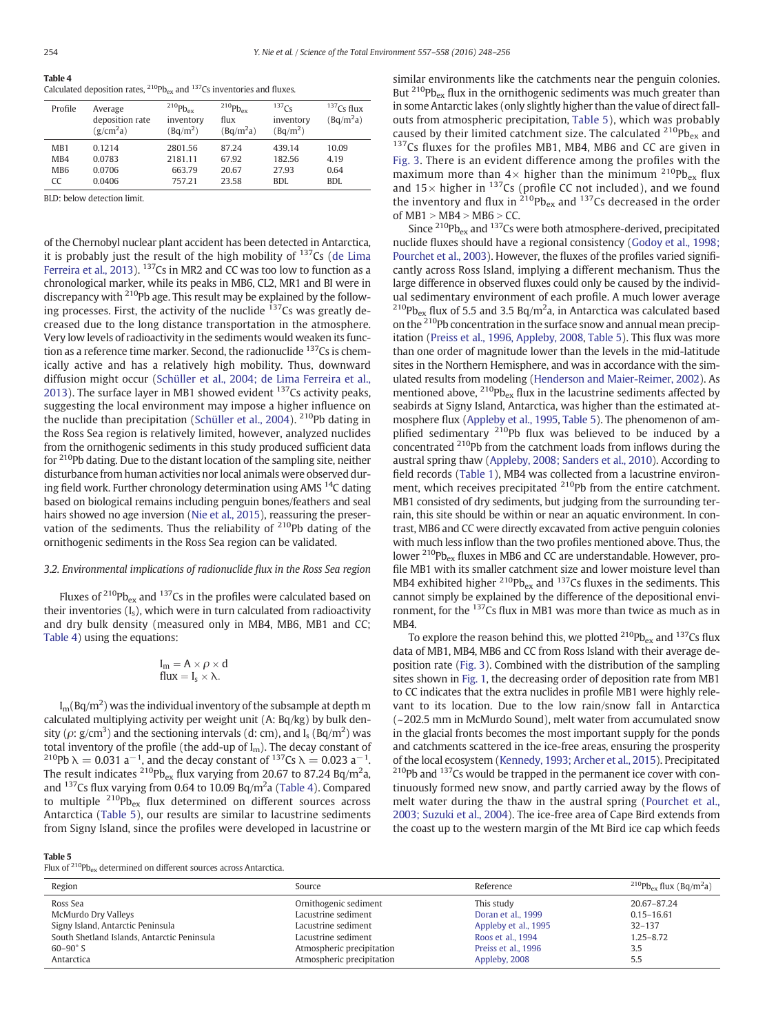**Table 4**
Calculated deposition rates, $^{210}Pb_{ex}$ and $^{137}Cs$ inventories and fluxes.

| Profile | Average deposition rate ($g/cm^2a$) | $^{210}Pb_{ex}$ inventory ($Bq/m^2$) | $^{210}Pb_{ex}$ flux ($Bq/m^2a$) | $^{137}Cs$ inventory ($Bq/m^2$) | $^{137}Cs$ flux ($Bq/m^2a$) |
|---|---|---|---|---|---|
| MB1 | 0.1214 | 2801.56 | 87.24 | 439.14 | 10.09 |
| MB4 | 0.0783 | 2181.11 | 67.92 | 182.56 | 4.19 |
| MB6 | 0.0706 | 663.79 | 20.67 | 27.93 | 0.64 |
| CC | 0.0406 | 757.21 | 23.58 | BDL | BDL |

BLD: below detection limit.

of the Chernobyl nuclear plant accident has been detected in Antarctica, it is probably just the result of the high mobility of $^{137}Cs$ (de Lima Ferreira et al., 2013). $^{137}Cs$ in MR2 and CC was too low to function as a chronological marker, while its peaks in MB6, CL2, MR1 and BI were in discrepancy with $^{210}Pb$ age. This result may be explained by the following processes. First, the activity of the nuclide $^{137}Cs$ was greatly decreased due to the long distance transportation in the atmosphere. Very low levels of radioactivity in the sediments would weaken its function as a reference time marker. Second, the radionuclide $^{137}Cs$ is chemically active and has a relatively high mobility. Thus, downward diffusion might occur (Schüller et al., 2004; de Lima Ferreira et al., 2013). The surface layer in MB1 showed evident $^{137}Cs$ activity peaks, suggesting the local environment may impose a higher influence on the nuclide than precipitation (Schüller et al., 2004). $^{210}Pb$ dating in the Ross Sea region is relatively limited, however, analyzed nuclides from the ornithogenic sediments in this study produced sufficient data for $^{210}Pb$ dating. Due to the distant location of the sampling site, neither disturbance from human activities nor local animals were observed during field work. Further chronology determination using AMS $^{14}C$ dating based on biological remains including penguin bones/feathers and seal hairs showed no age inversion (Nie et al., 2015), reassuring the preservation of the sediments. Thus the reliability of $^{210}Pb$ dating of the ornithogenic sediments in the Ross Sea region can be validated.

### 3.2. Environmental implications of radionuclide flux in the Ross Sea region

Fluxes of $^{210}Pb_{ex}$ and $^{137}Cs$ in the profiles were calculated based on their inventories ($I_s$), which were in turn calculated from radioactivity and dry bulk density (measured only in MB4, MB6, MB1 and CC; Table 4) using the equations:

$$I_m = A \times \rho \times d$$
$$\text{flux} = I_s \times \lambda.$$

$I_m$ ($Bq/m^2$) was the individual inventory of the subsample at depth m calculated multiplying activity per weight unit (A: Bq/kg) by bulk density ($\rho$: $g/cm^3$) and the sectioning intervals (d: cm), and $I_s$ ($Bq/m^2$) was total inventory of the profile (the add-up of $I_m$). The decay constant of $^{210}Pb$ $\lambda = 0.031\ a^{-1}$, and the decay constant of $^{137}Cs$ $\lambda = 0.023\ a^{-1}$. The result indicates $^{210}Pb_{ex}$ flux varying from 20.67 to 87.24 $Bq/m^2a$, and $^{137}Cs$ flux varying from 0.64 to 10.09 $Bq/m^2a$ (Table 4). Compared to multiple $^{210}Pb_{ex}$ flux determined on different sources across Antarctica (Table 5), our results are similar to lacustrine sediments from Signy Island, since the profiles were developed in lacustrine or similar environments like the catchments near the penguin colonies. But $^{210}Pb_{ex}$ flux in the ornithogenic sediments was much greater than in some Antarctic lakes (only slightly higher than the value of direct fallouts from atmospheric precipitation, Table 5), which was probably caused by their limited catchment size. The calculated $^{210}Pb_{ex}$ and $^{137}Cs$ fluxes for the profiles MB1, MB4, MB6 and CC are given in Fig. 3. There is an evident difference among the profiles with the maximum more than 4× higher than the minimum $^{210}Pb_{ex}$ flux and 15× higher in $^{137}Cs$ (profile CC not included), and we found the inventory and flux in $^{210}Pb_{ex}$ and $^{137}Cs$ decreased in the order of MB1 > MB4 > MB6 > CC.

Since $^{210}Pb_{ex}$ and $^{137}Cs$ were both atmosphere-derived, precipitated nuclide fluxes should have a regional consistency (Godoy et al., 1998; Pourchet et al., 2003). However, the fluxes of the profiles varied significantly across Ross Island, implying a different mechanism. Thus the large difference in observed fluxes could only be caused by the individual sedimentary environment of each profile. A much lower average $^{210}Pb_{ex}$ flux of 5.5 and 3.5 $Bq/m^2a$, in Antarctica was calculated based on the $^{210}Pb$ concentration in the surface snow and annual mean precipitation (Preiss et al., 1996, Appleby, 2008, Table 5). This flux was more than one order of magnitude lower than the levels in the mid-latitude sites in the Northern Hemisphere, and was in accordance with the simulated results from modeling (Henderson and Maier-Reimer, 2002). As mentioned above, $^{210}Pb_{ex}$ flux in the lacustrine sediments affected by seabirds at Signy Island, Antarctica, was higher than the estimated atmosphere flux (Appleby et al., 1995, Table 5). The phenomenon of amplified sedimentary $^{210}Pb$ flux was believed to be induced by a concentrated $^{210}Pb$ from the catchment loads from inflows during the austral spring thaw (Appleby, 2008; Sanders et al., 2010). According to field records (Table 1), MB4 was collected from a lacustrine environment, which receives precipitated $^{210}Pb$ from the entire catchment. MB1 consisted of dry sediments, but judging from the surrounding terrain, this site should be within or near an aquatic environment. In contrast, MB6 and CC were directly excavated from active penguin colonies with much less inflow than the two profiles mentioned above. Thus, the lower $^{210}Pb_{ex}$ fluxes in MB6 and CC are understandable. However, profile MB1 with its smaller catchment size and lower moisture level than MB4 exhibited higher $^{210}Pb_{ex}$ and $^{137}Cs$ fluxes in the sediments. This cannot simply be explained by the difference of the depositional environment, for the $^{137}Cs$ flux in MB1 was more than twice as much as in MB4.

To explore the reason behind this, we plotted $^{210}Pb_{ex}$ and $^{137}Cs$ flux data of MB1, MB4, MB6 and CC from Ross Island with their average deposition rate (Fig. 3). Combined with the distribution of the sampling sites shown in Fig. 1, the decreasing order of deposition rate from MB1 to CC indicates that the extra nuclides in profile MB1 were highly relevant to its location. Due to the low rain/snow fall in Antarctica (~202.5 mm in McMurdo Sound), melt water from accumulated snow in the glacial fronts becomes the most important supply for the ponds and catchments scattered in the ice-free areas, ensuring the prosperity of the local ecosystem (Kennedy, 1993; Archer et al., 2015). Precipitated $^{210}Pb$ and $^{137}Cs$ would be trapped in the permanent ice cover with continuously formed new snow, and partly carried away by the flows of melt water during the thaw in the austral spring (Pourchet et al., 2003; Suzuki et al., 2004). The ice-free area of Cape Bird extends from the coast up to the western margin of the Mt Bird ice cap which feeds

**Table 5**
Flux of $^{210}Pb_{ex}$ determined on different sources across Antarctica.

| Region | Source | Reference | $^{210}Pb_{ex}$ flux ($Bq/m^2a$) |
|---|---|---|---|
| Ross Sea | Ornithogenic sediment | This study | 20.67–87.24 |
| McMurdo Dry Valleys | Lacustrine sediment | Doran et al., 1999 | 0.15–16.61 |
| Signy Island, Antarctic Peninsula | Lacustrine sediment | Appleby et al., 1995 | 32–137 |
| South Shetland Islands, Antarctic Peninsula | Lacustrine sediment | Roos et al., 1994 | 1.25–8.72 |
| 60–90° S | Atmospheric precipitation | Preiss et al., 1996 | 3.5 |
| Antarctica | Atmospheric precipitation | Appleby, 2008 | 5.5 |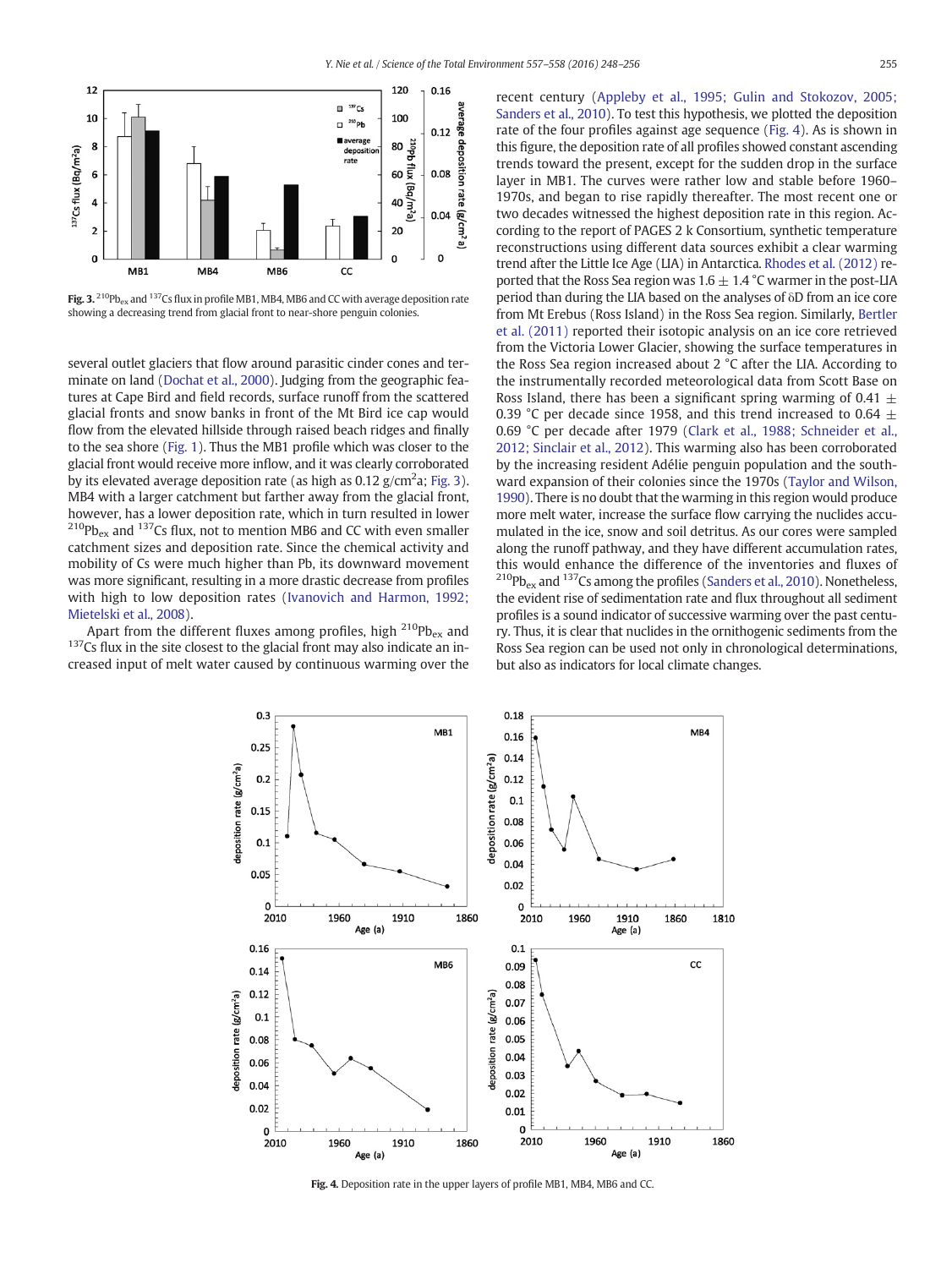**Fig. 3.** $^{210}Pb_{ex}$ and $^{137}Cs$ flux in profile MB1, MB4, MB6 and CC with average deposition rate showing a decreasing trend from glacial front to near-shore penguin colonies.

several outlet glaciers that flow around parasitic cinder cones and terminate on land (Dochat et al., 2000). Judging from the geographic features at Cape Bird and field records, surface runoff from the scattered glacial fronts and snow banks in front of the Mt Bird ice cap would flow from the elevated hillside through raised beach ridges and finally to the sea shore (Fig. 1). Thus the MB1 profile which was closer to the glacial front would receive more inflow, and it was clearly corroborated by its elevated average deposition rate (as high as 0.12 g/cm$^2$a; Fig. 3). MB4 with a larger catchment but farther away from the glacial front, however, has a lower deposition rate, which in turn resulted in lower $^{210}Pb_{ex}$ and $^{137}Cs$ flux, not to mention MB6 and CC with even smaller catchment sizes and deposition rate. Since the chemical activity and mobility of Cs were much higher than Pb, its downward movement was more significant, resulting in a more drastic decrease from profiles with high to low deposition rates (Ivanovich and Harmon, 1992; Mietelski et al., 2008).

Apart from the different fluxes among profiles, high $^{210}Pb_{ex}$ and $^{137}Cs$ flux in the site closest to the glacial front may also indicate an increased input of melt water caused by continuous warming over the recent century (Appleby et al., 1995; Gulin and Stokozov, 2005; Sanders et al., 2010). To test this hypothesis, we plotted the deposition rate of the four profiles against age sequence (Fig. 4). As is shown in this figure, the deposition rate of all profiles showed constant ascending trends toward the present, except for the sudden drop in the surface layer in MB1. The curves were rather low and stable before 1960–1970s, and began to rise rapidly thereafter. The most recent one or two decades witnessed the highest deposition rate in this region. According to the report of PAGES 2 k Consortium, synthetic temperature reconstructions using different data sources exhibit a clear warming trend after the Little Ice Age (LIA) in Antarctica. Rhodes et al. (2012) reported that the Ross Sea region was 1.6 ± 1.4 °C warmer in the post-LIA period than during the LIA based on the analyses of δD from an ice core from Mt Erebus (Ross Island) in the Ross Sea region. Similarly, Bertler et al. (2011) reported their isotopic analysis on an ice core retrieved from the Victoria Lower Glacier, showing the surface temperatures in the Ross Sea region increased about 2 °C after the LIA. According to the instrumentally recorded meteorological data from Scott Base on Ross Island, there has been a significant spring warming of 0.41 ± 0.39 °C per decade since 1958, and this trend increased to 0.64 ± 0.69 °C per decade after 1979 (Clark et al., 1988; Schneider et al., 2012; Sinclair et al., 2012). This warming also has been corroborated by the increasing resident Adélie penguin population and the southward expansion of their colonies since the 1970s (Taylor and Wilson, 1990). There is no doubt that the warming in this region would produce more melt water, increase the surface flow carrying the nuclides accumulated in the ice, snow and soil detritus. As our cores were sampled along the runoff pathway, and they have different accumulation rates, this would enhance the difference of the inventories and fluxes of $^{210}Pb_{ex}$ and $^{137}Cs$ among the profiles (Sanders et al., 2010). Nonetheless, the evident rise of sedimentation rate and flux throughout all sediment profiles is a sound indicator of successive warming over the past century. Thus, it is clear that nuclides in the ornithogenic sediments from the Ross Sea region can be used not only in chronological determinations, but also as indicators for local climate changes.

**Fig. 4.** Deposition rate in the upper layers of profile MB1, MB4, MB6 and CC.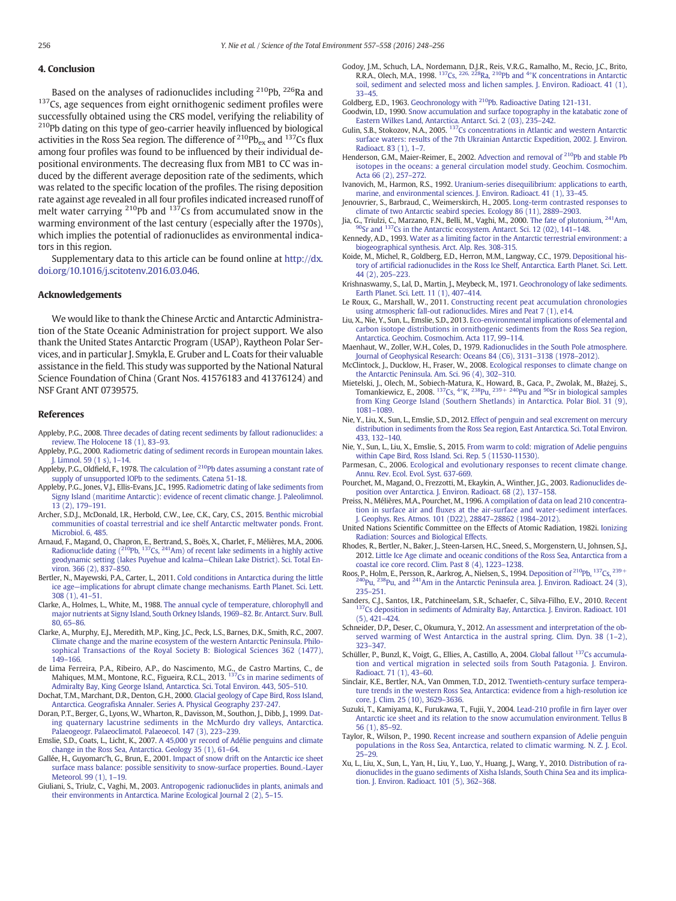## 4. Conclusion

Based on the analyses of radionuclides including $^{210}$Pb, $^{226}$Ra and $^{137}$Cs, age sequences from eight ornithogenic sediment profiles were successfully obtained using the CRS model, verifying the reliability of $^{210}$Pb dating on this type of geo-carrier heavily influenced by biological activities in the Ross Sea region. The difference of $^{210}Pb_{ex}$ and $^{137}$Cs flux among four profiles was found to be influenced by their individual depositional environments. The decreasing flux from MB1 to CC was induced by the different average deposition rate of the sediments, which was related to the specific location of the profiles. The rising deposition rate against age revealed in all four profiles indicated increased runoff of melt water carrying $^{210}$Pb and $^{137}$Cs from accumulated snow in the warming environment of the last century (especially after the 1970s), which implies the potential of radionuclides as environmental indicators in this region.

Supplementary data to this article can be found online at http://dx.doi.org/10.1016/j.scitotenv.2016.03.046.

## Acknowledgements

We would like to thank the Chinese Arctic and Antarctic Administration of the State Oceanic Administration for project support. We also thank the United States Antarctic Program (USAP), Raytheon Polar Services, and in particular J. Smykla, E. Gruber and L. Coats for their valuable assistance in the field. This study was supported by the National Natural Science Foundation of China (Grant Nos. 41576183 and 41376124) and NSF Grant ANT 0739575.

## References

Appleby, P.G., 2008. Three decades of dating recent sediments by fallout radionuclides: a review. The Holocene 18 (1), 83–93.

Appleby, P.G., 2000. Radiometric dating of sediment records in European mountain lakes. J. Limnol. 59 (1 s), 1–14.

Appleby, P.G., Oldfield, F., 1978. The calculation of $^{210}$Pb dates assuming a constant rate of supply of unsupported lOPb to the sediments. Catena 51-18.

Appleby, P.G., Jones, V.J., Ellis-Evans, J.C., 1995. Radiometric dating of lake sediments from Signy Island (maritime Antarctic): evidence of recent climatic change. J. Paleolimnol. 13 (2), 179–191.

Archer, S.D.J., McDonald, I.R., Herbold, C.W., Lee, C.K., Cary, C.S., 2015. Benthic microbial communities of coastal terrestrial and ice shelf Antarctic meltwater ponds. Front. Microbiol. 6, 485.

Arnaud, F., Magand, O., Chapron, E., Bertrand, S., Boës, X., Charlet, F., Mélières, M.A., 2006. Radionuclide dating ($^{210}$Pb, $^{137}$Cs, $^{241}$Am) of recent lake sediments in a highly active geodynamic setting (lakes Puyehue and Icalma—Chilean Lake District). Sci. Total Environ. 366 (2), 837–850.

Bertler, N., Mayewski, P.A., Carter, L., 2011. Cold conditions in Antarctica during the little ice age—implications for abrupt climate change mechanisms. Earth Planet. Sci. Lett. 308 (1), 41–51.

Clarke, A., Holmes, L., White, M., 1988. The annual cycle of temperature, chlorophyll and major nutrients at Signy Island, South Orkney Islands, 1969–82. Br. Antarct. Surv. Bull. 80, 65–86.

Clarke, A., Murphy, E.J., Meredith, M.P., King, J.C., Peck, L.S., Barnes, D.K., Smith, R.C., 2007. Climate change and the marine ecosystem of the western Antarctic Peninsula. Philosophical Transactions of the Royal Society B: Biological Sciences 362 (1477), 149–166.

de Lima Ferreira, P.A., Ribeiro, A.P., do Nascimento, M.G., de Castro Martins, C., de Mahiques, M.M., Montone, R.C., Figueira, R.C.L., 2013. $^{137}$Cs in marine sediments of Admiralty Bay, King George Island, Antarctica. Sci. Total Environ. 443, 505–510.

Dochat, T.M., Marchant, D.R., Denton, G.H., 2000. Glacial geology of Cape Bird, Ross Island, Antarctica. Geografiska Annaler. Series A. Physical Geography 237-247.

Doran, P.T., Berger, G., Lyons, W., Wharton, R., Davisson, M., Southon, J., Dibb, J., 1999. Dating quaternary lacustrine sediments in the McMurdo dry valleys, Antarctica. Palaeogeogr. Palaeoclimatol. Palaeoecol. 147 (3), 223–239.

Emslie, S.D., Coats, L., Licht, K., 2007. A 45,000 yr record of Adélie penguins and climate change in the Ross Sea, Antarctica. Geology 35 (1), 61–64.

Gallée, H., Guyomarc'h, G., Brun, E., 2001. Impact of snow drift on the Antarctic ice sheet surface mass balance: possible sensitivity to snow-surface properties. Bound.-Layer Meteorol. 99 (1), 1–19.

Giuliani, S., Triulz, C., Vaghi, M., 2003. Antropogenic radionuclides in plants, animals and their environments in Antarctica. Marine Ecological Journal 2 (2), 5–15.

Godoy, J.M., Schuch, L.A., Nordemann, D.J.R., Reis, V.R.G., Ramalho, M., Recio, J.C., Brito, R.R.A., Olech, M.A., 1998. $^{137}$Cs, $^{226, 228}$Ra, $^{210}$Pb and $^{40}$K concentrations in Antarctic soil, sediment and selected moss and lichen samples. J. Environ. Radioact. 41 (1), 33–45.

Goldberg, E.D., 1963. Geochronology with $^{210}$Pb. Radioactive Dating 121-131.

Goodwin, I.D., 1990. Snow accumulation and surface topography in the katabatic zone of Eastern Wilkes Land, Antarctica. Antarct. Sci. 2 (03), 235–242.

Gulin, S.B., Stokozov, N.A., 2005. $^{137}$Cs concentrations in Atlantic and western Antarctic surface waters: results of the 7th Ukrainian Antarctic Expedition, 2002. J. Environ. Radioact. 83 (1), 1–7.

Henderson, G.M., Maier-Reimer, E., 2002. Advection and removal of $^{210}$Pb and stable Pb isotopes in the oceans: a general circulation model study. Geochim. Cosmochim. Acta 66 (2), 257–272.

Ivanovich, M., Harmon, R.S., 1992. Uranium-series disequilibrium: applications to earth, marine, and environmental sciences. J. Environ. Radioact. 41 (1), 33–45.

Jenouvrier, S., Barbraud, C., Weimerskirch, H., 2005. Long-term contrasted responses to climate of two Antarctic seabird species. Ecology 86 (11), 2889–2903.

Jia, G., Triulzi, C., Marzano, F.N., Belli, M., Vaghi, M., 2000. The fate of plutonium, $^{241}$Am, $^{90}$Sr and $^{137}$Cs in the Antarctic ecosystem. Antarct. Sci. 12 (02), 141–148.

Kennedy, A.D., 1993. Water as a limiting factor in the Antarctic terrestrial environment: a biogeographical synthesis. Arct. Alp. Res. 308-315.

Koide, M., Michel, R., Goldberg, E.D., Herron, M.M., Langway, C.C., 1979. Depositional history of artificial radionuclides in the Ross Ice Shelf, Antarctica. Earth Planet. Sci. Lett. 44 (2), 205–223.

Krishnaswamy, S., Lal, D., Martin, J., Meybeck, M., 1971. Geochronology of lake sediments. Earth Planet. Sci. Lett. 11 (1), 407–414.

Le Roux, G., Marshall, W., 2011. Constructing recent peat accumulation chronologies using atmospheric fall-out radionuclides. Mires and Peat 7 (1), e14.

Liu, X., Nie, Y., Sun, L., Emslie, S.D., 2013. Eco-environmental implications of elemental and carbon isotope distributions in ornithogenic sediments from the Ross Sea region, Antarctica. Geochim. Cosmochim. Acta 117, 99–114.

Maenhaut, W., Zoller, W.H., Coles, D., 1979. Radionuclides in the South Pole atmosphere. Journal of Geophysical Research: Oceans 84 (C6), 3131–3138 (1978–2012).

McClintock, J., Ducklow, H., Fraser, W., 2008. Ecological responses to climate change on the Antarctic Peninsula. Am. Sci. 96 (4), 302–310.

Mietelski, J., Olech, M., Sobiech-Matura, K., Howard, B., Gaca, P., Zwolak, M., Błażej, S., Tomankiewicz, E., 2008. $^{137}$Cs, $^{40}$K, $^{238}$Pu, $^{239+240}$Pu and $^{90}$Sr in biological samples from King George Island (Southern Shetlands) in Antarctica. Polar Biol. 31 (9), 1081–1089.

Nie, Y., Liu, X., Sun, L., Emslie, S.D., 2012. Effect of penguin and seal excrement on mercury distribution in sediments from the Ross Sea region, East Antarctica. Sci. Total Environ. 433, 132–140.

Nie, Y., Sun, L., Liu, X., Emslie, S., 2015. From warm to cold: migration of Adelie penguins within Cape Bird, Ross Island. Sci. Rep. 5 (11530-11530).

Parmesan, C., 2006. Ecological and evolutionary responses to recent climate change. Annu. Rev. Ecol. Evol. Syst. 637-669.

Pourchet, M., Magand, O., Frezzotti, M., Ekaykin, A., Winther, J.G., 2003. Radionuclides deposition over Antarctica. J. Environ. Radioact. 68 (2), 137–158.

Preiss, N., Mélières, M.A., Pourchet, M., 1996. A compilation of data on lead 210 concentration in surface air and fluxes at the air-surface and water-sediment interfaces. J. Geophys. Res. Atmos. 101 (D22), 28847–28862 (1984–2012).

United Nations Scientific Committee on the Effects of Atomic Radiation, 1982i. Ionizing Radiation: Sources and Biological Effects.

Rhodes, R., Bertler, N., Baker, J., Steen-Larsen, H.C., Sneed, S., Morgenstern, U., Johnsen, S.J., 2012. Little Ice Age climate and oceanic conditions of the Ross Sea, Antarctica from a coastal ice core record. Clim. Past 8 (4), 1223–1238.

Roos, P., Holm, E., Persson, R., Aarkrog, A., Nielsen, S., 1994. Deposition of $^{210}$Pb, $^{137}$Cs, $^{239+240}$Pu, $^{238}$Pu, and $^{241}$Am in the Antarctic Peninsula area. J. Environ. Radioact. 24 (3), 235–251.

Sanders, C.J., Santos, I.R., Patchineelam, S.R., Schaefer, C., Silva-Filho, E.V., 2010. Recent $^{137}$Cs deposition in sediments of Admiralty Bay, Antarctica. J. Environ. Radioact. 101 (5), 421–424.

Schneider, D.P., Deser, C., Okumura, Y., 2012. An assessment and interpretation of the observed warming of West Antarctica in the austral spring. Clim. Dyn. 38 (1–2), 323–347.

Schüller, P., Bunzl, K., Voigt, G., Ellies, A., Castillo, A., 2004. Global fallout $^{137}$Cs accumulation and vertical migration in selected soils from South Patagonia. J. Environ. Radioact. 71 (1), 43–60.

Sinclair, K.E., Bertler, N.A., Van Ommen, T.D., 2012. Twentieth-century surface temperature trends in the western Ross Sea, Antarctica: evidence from a high-resolution ice core. J. Clim. 25 (10), 3629–3636.

Suzuki, T., Kamiyama, K., Furukawa, T., Fujii, Y., 2004. Lead-210 profile in firn layer over Antarctic ice sheet and its relation to the snow accumulation environment. Tellus B 56 (1), 85–92.

Taylor, R., Wilson, P., 1990. Recent increase and southern expansion of Adelie penguin populations in the Ross Sea, Antarctica, related to climatic warming. N. Z. J. Ecol. 25–29.

Xu, L., Liu, X., Sun, L., Yan, H., Liu, Y., Luo, Y., Huang, J., Wang, Y., 2010. Distribution of radionuclides in the guano sediments of Xisha Islands, South China Sea and its implication. J. Environ. Radioact. 101 (5), 362–368.